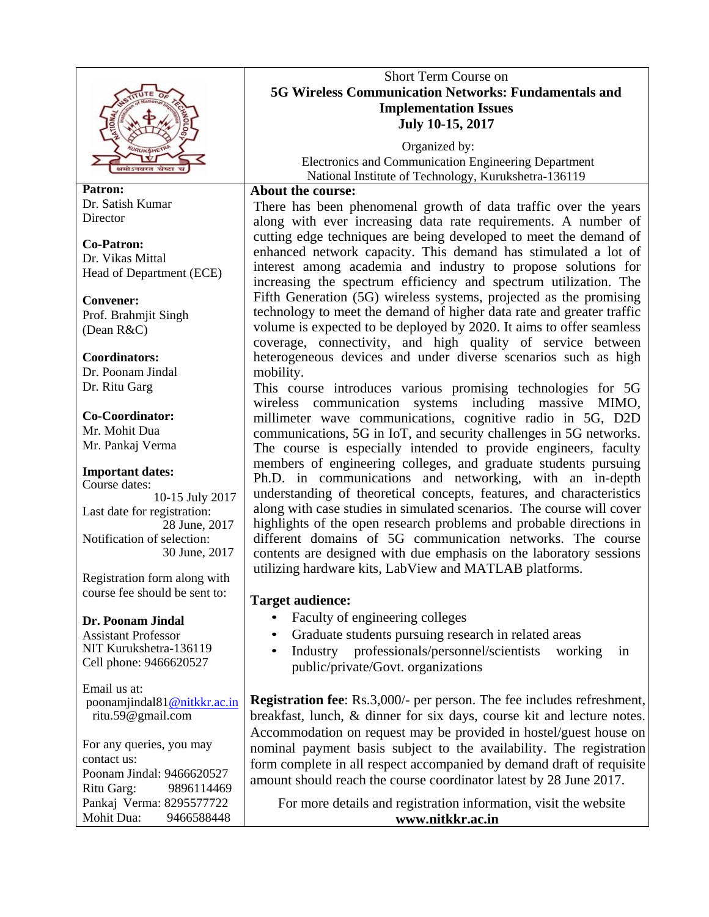Short Term Course on

# 5G Wireless Communication Networks: Fundamentals and Implementation Issues

**July 10-15, 2017**

Organized by:
Electronics and Communication Engineering Department
National Institute of Technology, Kurukshetra-136119

**Patron:**
Dr. Satish Kumar
Director

**Co-Patron:**
Dr. Vikas Mittal
Head of Department (ECE)

**Convener:**
Prof. Brahmjit Singh
(Dean R&C)

**Coordinators:**
Dr. Poonam Jindal
Dr. Ritu Garg

**Co-Coordinator:**
Mr. Mohit Dua
Mr. Pankaj Verma

**Important dates:**
Course dates:
10-15 July 2017
Last date for registration:
28 June, 2017
Notification of selection:
30 June, 2017

Registration form along with course fee should be sent to:

**Dr. Poonam Jindal**
Assistant Professor
NIT Kurukshetra-136119
Cell phone: 9466620527

Email us at:
poonamjindal81@nitkkr.ac.in
ritu.59@gmail.com

For any queries, you may contact us:
Poonam Jindal: 9466620527
Ritu Garg: 9896114469
Pankaj Verma: 8295577722
Mohit Dua: 9466588448

**About the course:**

There has been phenomenal growth of data traffic over the years along with ever increasing data rate requirements. A number of cutting edge techniques are being developed to meet the demand of enhanced network capacity. This demand has stimulated a lot of interest among academia and industry to propose solutions for increasing the spectrum efficiency and spectrum utilization. The Fifth Generation (5G) wireless systems, projected as the promising technology to meet the demand of higher data rate and greater traffic volume is expected to be deployed by 2020. It aims to offer seamless coverage, connectivity, and high quality of service between heterogeneous devices and under diverse scenarios such as high mobility.

This course introduces various promising technologies for 5G wireless communication systems including massive MIMO, millimeter wave communications, cognitive radio in 5G, D2D communications, 5G in IoT, and security challenges in 5G networks. The course is especially intended to provide engineers, faculty members of engineering colleges, and graduate students pursuing Ph.D. in communications and networking, with an in-depth understanding of theoretical concepts, features, and characteristics along with case studies in simulated scenarios. The course will cover highlights of the open research problems and probable directions in different domains of 5G communication networks. The course contents are designed with due emphasis on the laboratory sessions utilizing hardware kits, LabView and MATLAB platforms.

**Target audience:**

- Faculty of engineering colleges
- Graduate students pursuing research in related areas
- Industry professionals/personnel/scientists working in public/private/Govt. organizations

**Registration fee**: Rs.3,000/- per person. The fee includes refreshment, breakfast, lunch, & dinner for six days, course kit and lecture notes. Accommodation on request may be provided in hostel/guest house on nominal payment basis subject to the availability. The registration form complete in all respect accompanied by demand draft of requisite amount should reach the course coordinator latest by 28 June 2017.

For more details and registration information, visit the website
**www.nitkkr.ac.in**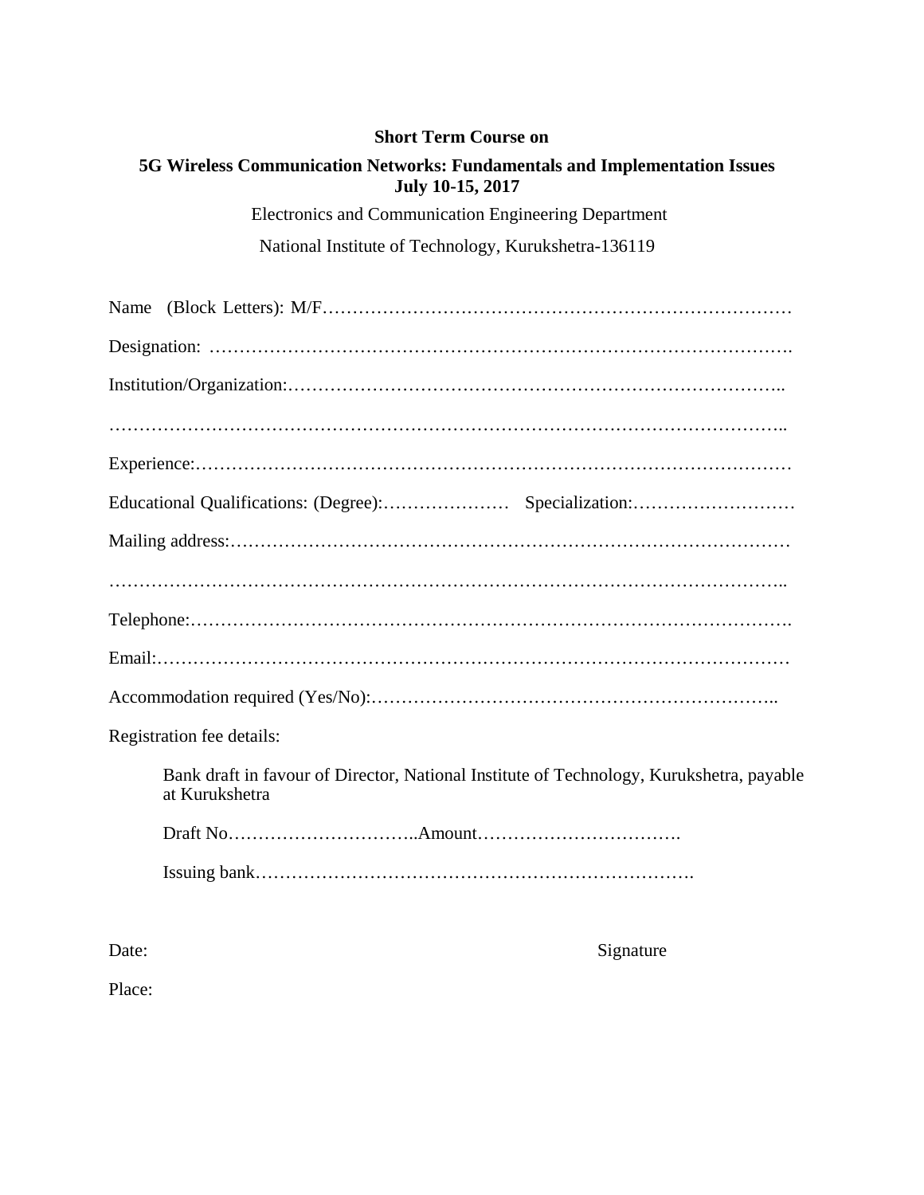**Short Term Course on**

**5G Wireless Communication Networks: Fundamentals and Implementation Issues**
**July 10-15, 2017**

Electronics and Communication Engineering Department

National Institute of Technology, Kurukshetra-136119

Name (Block Letters): M/F…………………………………………………………………

Designation: ……………………………………………………………………………….

Institution/Organization:……………………………………………………………………..

……………………………………………………………………………………………..

Experience:…………………………………………………………………………………

Educational Qualifications: (Degree):………………… Specialization:………………………

Mailing address:……………………………………………………………………………

……………………………………………………………………………………………..

Telephone:………………………………………………………………………………….

Email:………………………………………………………………………………………

Accommodation required (Yes/No):…………………………………………………………..

Registration fee details:

Bank draft in favour of Director, National Institute of Technology, Kurukshetra, payable at Kurukshetra

Draft No…………………………..Amount…………………………….

Issuing bank……………………………………………………………….

Date: Signature

Place: